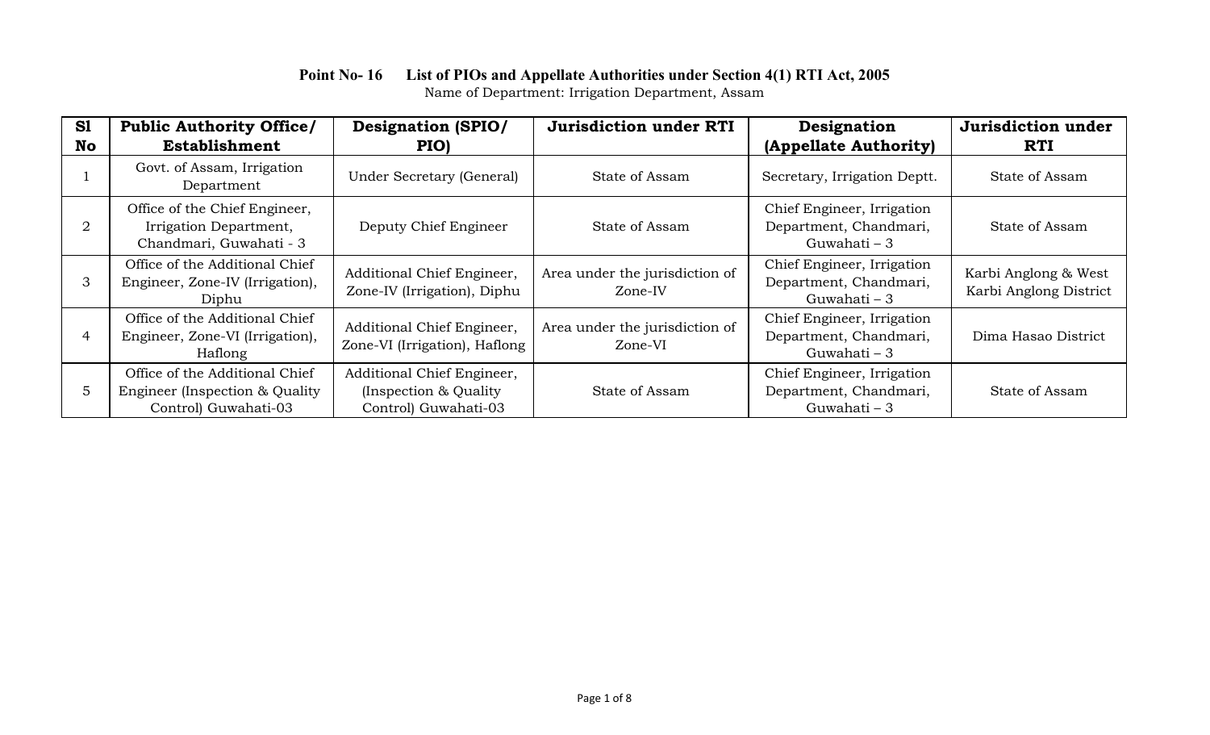# Point No- 16 List of PIOs and Appellate Authorities under Section 4(1) RTI Act, 2005

Name of Department: Irrigation Department, Assam

| Sl No | Public Authority Office/ Establishment | Designation (SPIO/ PIO) | Jurisdiction under RTI | Designation (Appellate Authority) | Jurisdiction under RTI |
|---|---|---|---|---|---|
| 1 | Govt. of Assam, Irrigation Department | Under Secretary (General) | State of Assam | Secretary, Irrigation Deptt. | State of Assam |
| 2 | Office of the Chief Engineer, Irrigation Department, Chandmari, Guwahati - 3 | Deputy Chief Engineer | State of Assam | Chief Engineer, Irrigation Department, Chandmari, Guwahati – 3 | State of Assam |
| 3 | Office of the Additional Chief Engineer, Zone-IV (Irrigation), Diphu | Additional Chief Engineer, Zone-IV (Irrigation), Diphu | Area under the jurisdiction of Zone-IV | Chief Engineer, Irrigation Department, Chandmari, Guwahati – 3 | Karbi Anglong & West Karbi Anglong District |
| 4 | Office of the Additional Chief Engineer, Zone-VI (Irrigation), Haflong | Additional Chief Engineer, Zone-VI (Irrigation), Haflong | Area under the jurisdiction of Zone-VI | Chief Engineer, Irrigation Department, Chandmari, Guwahati – 3 | Dima Hasao District |
| 5 | Office of the Additional Chief Engineer (Inspection & Quality Control) Guwahati-03 | Additional Chief Engineer, (Inspection & Quality Control) Guwahati-03 | State of Assam | Chief Engineer, Irrigation Department, Chandmari, Guwahati – 3 | State of Assam |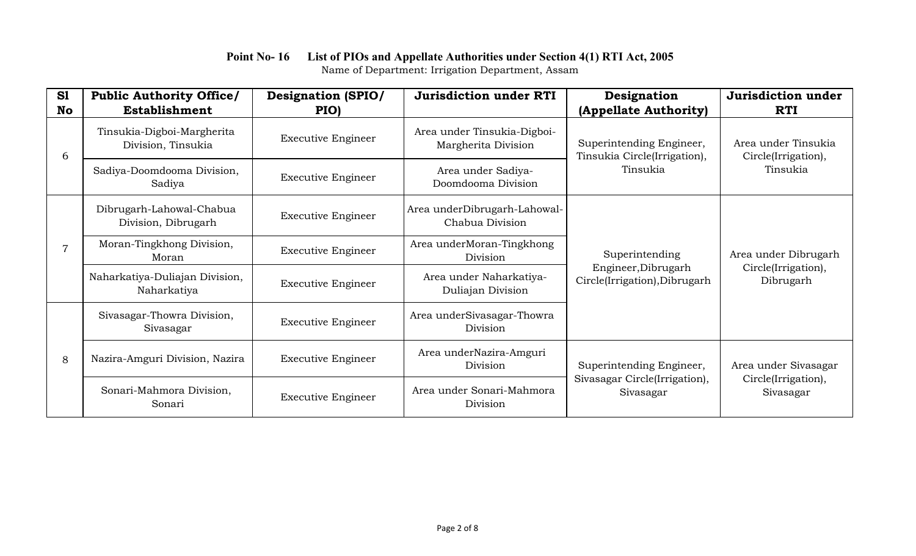**Point No- 16 List of PIOs and Appellate Authorities under Section 4(1) RTI Act, 2005**

Name of Department: Irrigation Department, Assam

| Sl No | Public Authority Office/ Establishment | Designation (SPIO/ PIO) | Jurisdiction under RTI | Designation (Appellate Authority) | Jurisdiction under RTI |
|---|---|---|---|---|---|
| 6 | Tinsukia-Digboi-Margherita Division, Tinsukia | Executive Engineer | Area under Tinsukia-Digboi-Margherita Division | Superintending Engineer, Tinsukia Circle(Irrigation), Tinsukia | Area under Tinsukia Circle(Irrigation), Tinsukia |
| | Sadiya-Doomdooma Division, Sadiya | Executive Engineer | Area under Sadiya-Doomdooma Division | | |
| 7 | Dibrugarh-Lahowal-Chabua Division, Dibrugarh | Executive Engineer | Area underDibrugarh-Lahowal-Chabua Division | Superintending Engineer,Dibrugarh Circle(Irrigation),Dibrugarh | Area under Dibrugarh Circle(Irrigation), Dibrugarh |
| | Moran-Tingkhong Division, Moran | Executive Engineer | Area underMoran-Tingkhong Division | | |
| | Naharkatiya-Duliajan Division, Naharkatiya | Executive Engineer | Area under Naharkatiya-Duliajan Division | | |
| 8 | Sivasagar-Thowra Division, Sivasagar | Executive Engineer | Area underSivasagar-Thowra Division | | |
| | Nazira-Amguri Division, Nazira | Executive Engineer | Area underNazira-Amguri Division | Superintending Engineer, Sivasagar Circle(Irrigation), Sivasagar | Area under Sivasagar Circle(Irrigation), Sivasagar |
| | Sonari-Mahmora Division, Sonari | Executive Engineer | Area under Sonari-Mahmora Division | | |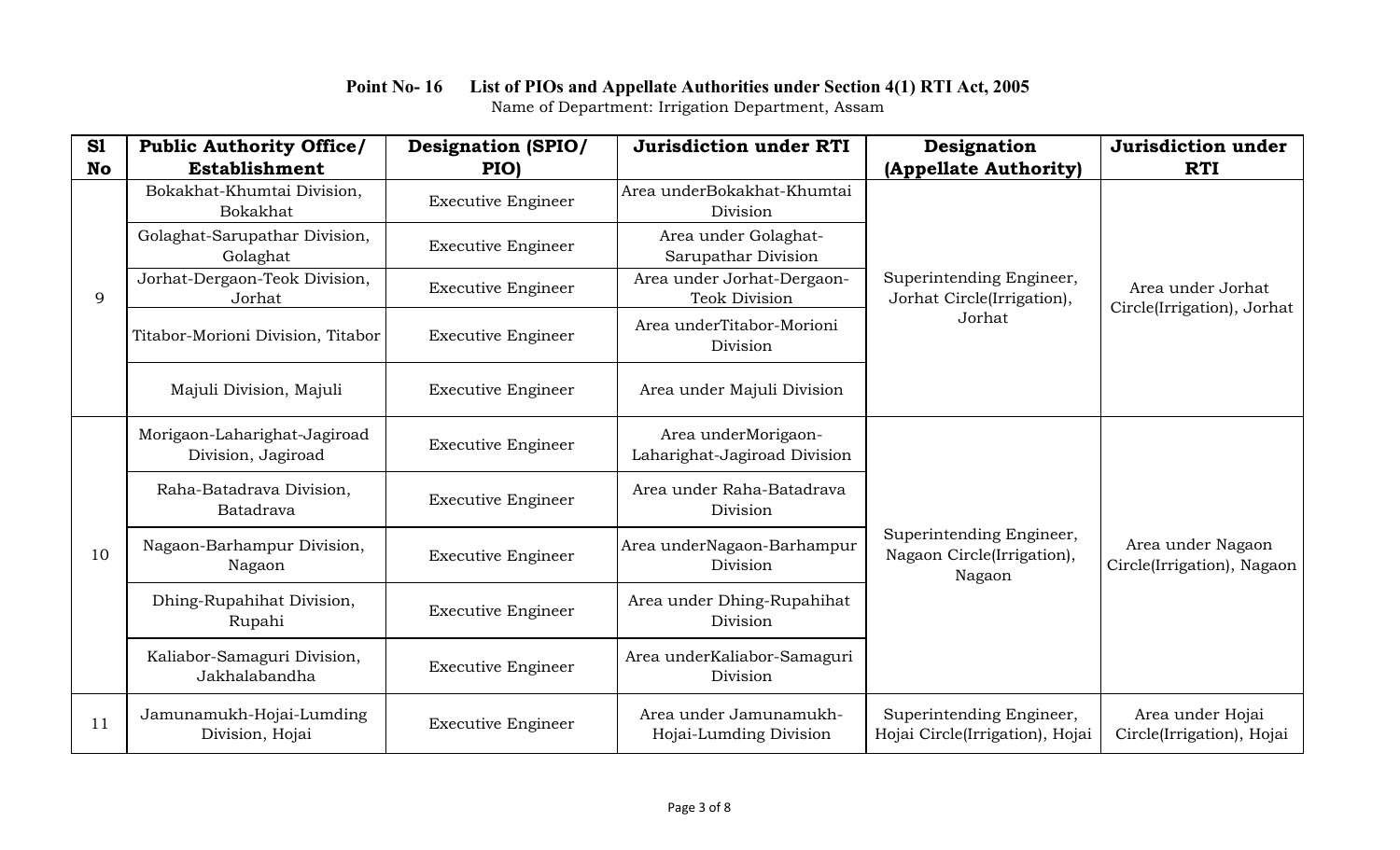**Point No- 16 List of PIOs and Appellate Authorities under Section 4(1) RTI Act, 2005**

Name of Department: Irrigation Department, Assam

| Sl No | Public Authority Office/ Establishment | Designation (SPIO/ PIO) | Jurisdiction under RTI | Designation (Appellate Authority) | Jurisdiction under RTI |
|---|---|---|---|---|---|
| 9 | Bokakhat-Khumtai Division, Bokakhat | Executive Engineer | Area underBokakhat-Khumtai Division | Superintending Engineer, Jorhat Circle(Irrigation), Jorhat | Area under Jorhat Circle(Irrigation), Jorhat |
| | Golaghat-Sarupathar Division, Golaghat | Executive Engineer | Area under Golaghat-Sarupathar Division | | |
| | Jorhat-Dergaon-Teok Division, Jorhat | Executive Engineer | Area under Jorhat-Dergaon-Teok Division | | |
| | Titabor-Morioni Division, Titabor | Executive Engineer | Area underTitabor-Morioni Division | | |
| | Majuli Division, Majuli | Executive Engineer | Area under Majuli Division | | |
| 10 | Morigaon-Laharighat-Jagiroad Division, Jagiroad | Executive Engineer | Area underMorigaon-Laharighat-Jagiroad Division | Superintending Engineer, Nagaon Circle(Irrigation), Nagaon | Area under Nagaon Circle(Irrigation), Nagaon |
| | Raha-Batadrava Division, Batadrava | Executive Engineer | Area under Raha-Batadrava Division | | |
| | Nagaon-Barhampur Division, Nagaon | Executive Engineer | Area underNagaon-Barhampur Division | | |
| | Dhing-Rupahihat Division, Rupahi | Executive Engineer | Area under Dhing-Rupahihat Division | | |
| | Kaliabor-Samaguri Division, Jakhalabandha | Executive Engineer | Area underKaliabor-Samaguri Division | | |
| 11 | Jamunamukh-Hojai-Lumding Division, Hojai | Executive Engineer | Area under Jamunamukh-Hojai-Lumding Division | Superintending Engineer, Hojai Circle(Irrigation), Hojai | Area under Hojai Circle(Irrigation), Hojai |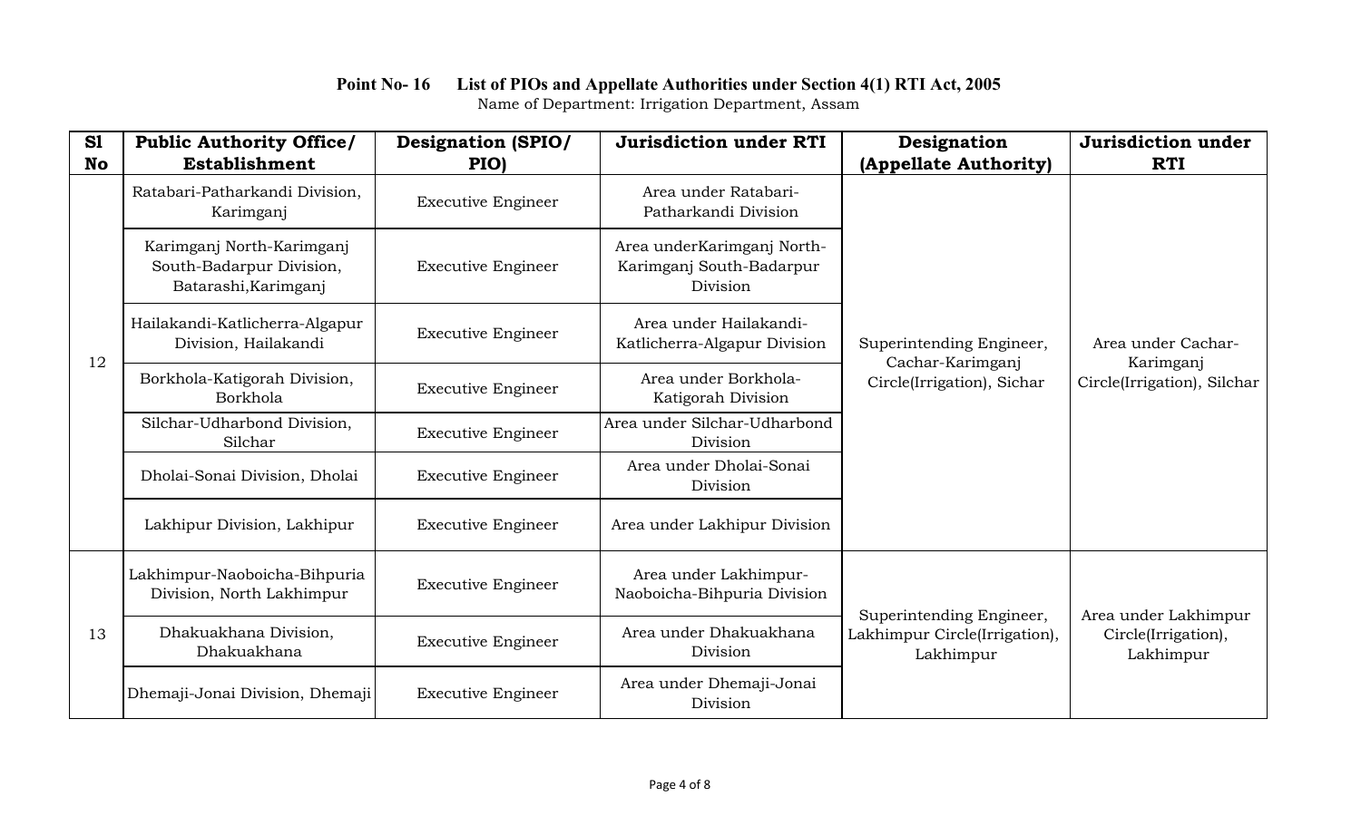**Point No- 16 List of PIOs and Appellate Authorities under Section 4(1) RTI Act, 2005**

Name of Department: Irrigation Department, Assam

| Sl No | Public Authority Office/ Establishment | Designation (SPIO/ PIO) | Jurisdiction under RTI | Designation (Appellate Authority) | Jurisdiction under RTI |
|---|---|---|---|---|---|
| 12 | Ratabari-Patharkandi Division, Karimganj | Executive Engineer | Area under Ratabari-Patharkandi Division | Superintending Engineer, Cachar-Karimganj Circle(Irrigation), Sichar | Area under Cachar-Karimganj Circle(Irrigation), Silchar |
| | Karimganj North-Karimganj South-Badarpur Division, Batarashi,Karimganj | Executive Engineer | Area underKarimganj North-Karimganj South-Badarpur Division | | |
| | Hailakandi-Katlicherra-Algapur Division, Hailakandi | Executive Engineer | Area under Hailakandi-Katlicherra-Algapur Division | | |
| | Borkhola-Katigorah Division, Borkhola | Executive Engineer | Area under Borkhola-Katigorah Division | | |
| | Silchar-Udharbond Division, Silchar | Executive Engineer | Area under Silchar-Udharbond Division | | |
| | Dholai-Sonai Division, Dholai | Executive Engineer | Area under Dholai-Sonai Division | | |
| | Lakhipur Division, Lakhipur | Executive Engineer | Area under Lakhipur Division | | |
| 13 | Lakhimpur-Naoboicha-Bihpuria Division, North Lakhimpur | Executive Engineer | Area under Lakhimpur-Naoboicha-Bihpuria Division | Superintending Engineer, Lakhimpur Circle(Irrigation), Lakhimpur | Area under Lakhimpur Circle(Irrigation), Lakhimpur |
| | Dhakuakhana Division, Dhakuakhana | Executive Engineer | Area under Dhakuakhana Division | | |
| | Dhemaji-Jonai Division, Dhemaji | Executive Engineer | Area under Dhemaji-Jonai Division | | |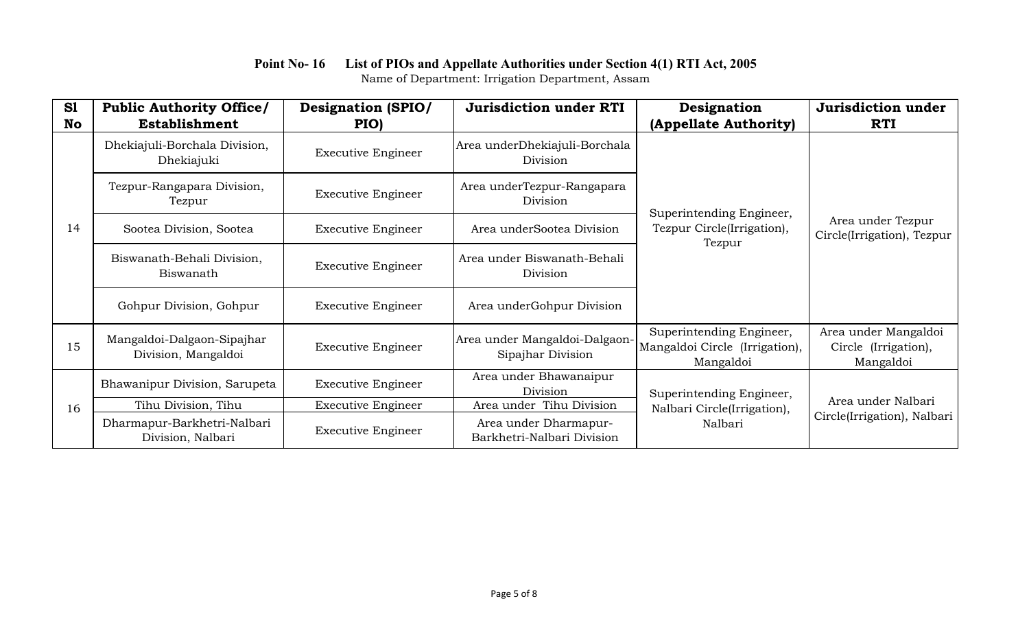**Point No- 16 List of PIOs and Appellate Authorities under Section 4(1) RTI Act, 2005**

Name of Department: Irrigation Department, Assam

| Sl No | Public Authority Office/ Establishment | Designation (SPIO/ PIO) | Jurisdiction under RTI | Designation (Appellate Authority) | Jurisdiction under RTI |
|---|---|---|---|---|---|
| 14 | Dhekiajuli-Borchala Division, Dhekiajuki | Executive Engineer | Area underDhekiajuli-Borchala Division | Superintending Engineer, Tezpur Circle(Irrigation), Tezpur | Area under Tezpur Circle(Irrigation), Tezpur |
| | Tezpur-Rangapara Division, Tezpur | Executive Engineer | Area underTezpur-Rangapara Division | | |
| | Sootea Division, Sootea | Executive Engineer | Area underSootea Division | | |
| | Biswanath-Behali Division, Biswanath | Executive Engineer | Area under Biswanath-Behali Division | | |
| | Gohpur Division, Gohpur | Executive Engineer | Area underGohpur Division | | |
| 15 | Mangaldoi-Dalgaon-Sipajhar Division, Mangaldoi | Executive Engineer | Area under Mangaldoi-Dalgaon-Sipajhar Division | Superintending Engineer, Mangaldoi Circle (Irrigation), Mangaldoi | Area under Mangaldoi Circle (Irrigation), Mangaldoi |
| 16 | Bhawanipur Division, Sarupeta | Executive Engineer | Area under Bhawanaipur Division | Superintending Engineer, Nalbari Circle(Irrigation), Nalbari | Area under Nalbari Circle(Irrigation), Nalbari |
| | Tihu Division, Tihu | Executive Engineer | Area under Tihu Division | | |
| | Dharmapur-Barkhetri-Nalbari Division, Nalbari | Executive Engineer | Area under Dharmapur-Barkhetri-Nalbari Division | | |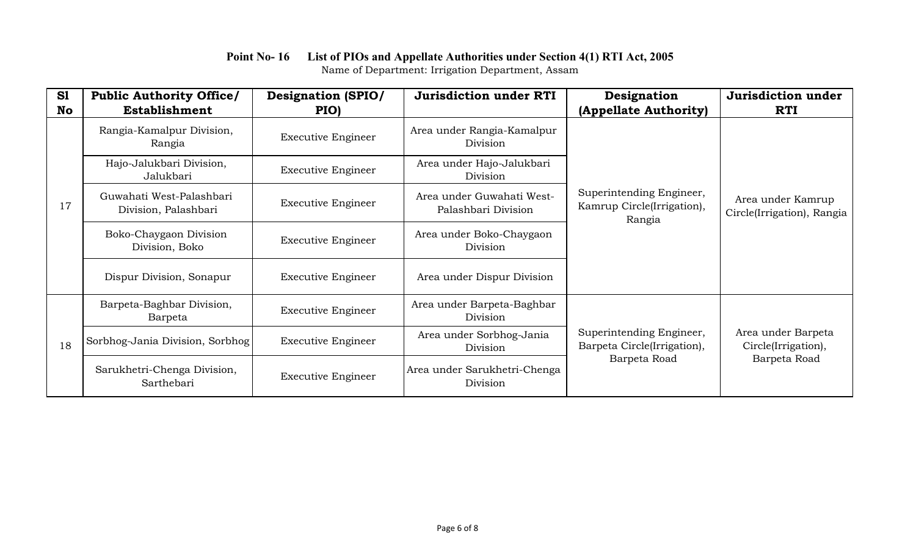**Point No- 16 List of PIOs and Appellate Authorities under Section 4(1) RTI Act, 2005**

Name of Department: Irrigation Department, Assam

| Sl No | Public Authority Office/ Establishment | Designation (SPIO/ PIO) | Jurisdiction under RTI | Designation (Appellate Authority) | Jurisdiction under RTI |
|---|---|---|---|---|---|
| 17 | Rangia-Kamalpur Division, Rangia | Executive Engineer | Area under Rangia-Kamalpur Division | Superintending Engineer, Kamrup Circle(Irrigation), Rangia | Area under Kamrup Circle(Irrigation), Rangia |
| | Hajo-Jalukbari Division, Jalukbari | Executive Engineer | Area under Hajo-Jalukbari Division | | |
| | Guwahati West-Palashbari Division, Palashbari | Executive Engineer | Area under Guwahati West-Palashbari Division | | |
| | Boko-Chaygaon Division Division, Boko | Executive Engineer | Area under Boko-Chaygaon Division | | |
| | Dispur Division, Sonapur | Executive Engineer | Area under Dispur Division | | |
| 18 | Barpeta-Baghbar Division, Barpeta | Executive Engineer | Area under Barpeta-Baghbar Division | Superintending Engineer, Barpeta Circle(Irrigation), Barpeta Road | Area under Barpeta Circle(Irrigation), Barpeta Road |
| | Sorbhog-Jania Division, Sorbhog | Executive Engineer | Area under Sorbhog-Jania Division | | |
| | Sarukhetri-Chenga Division, Sarthebari | Executive Engineer | Area under Sarukhetri-Chenga Division | | |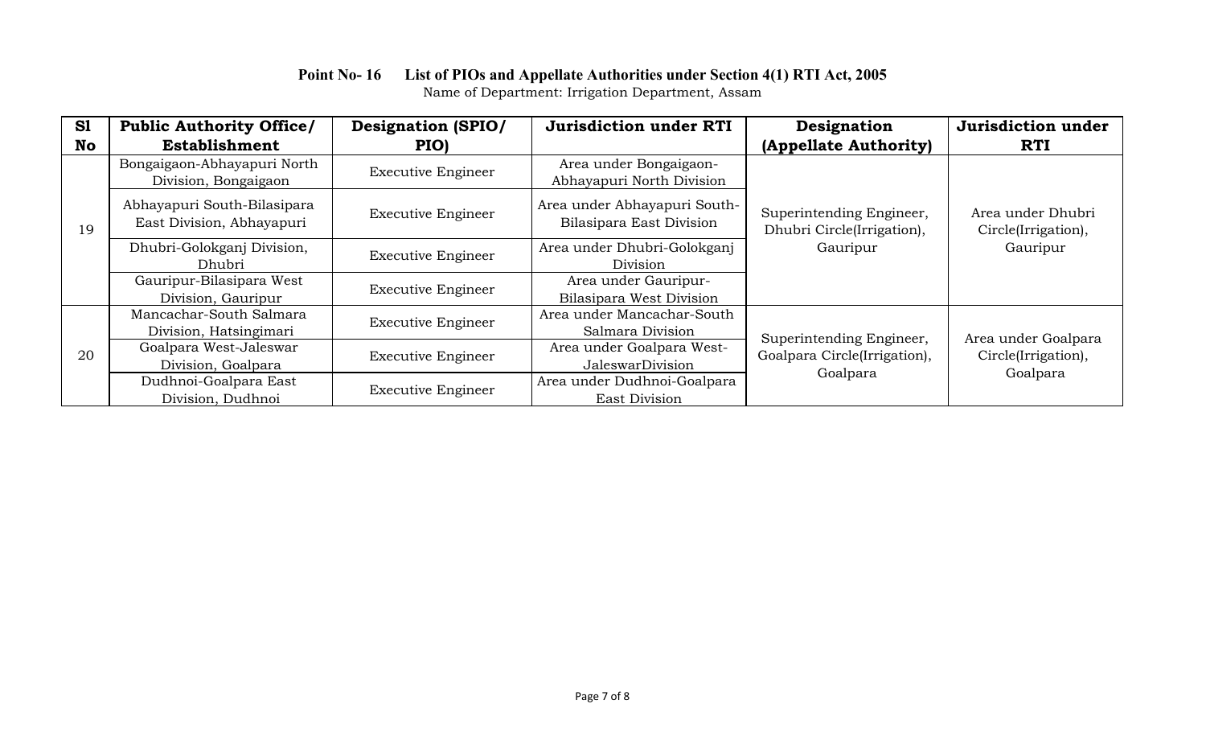**Point No- 16 List of PIOs and Appellate Authorities under Section 4(1) RTI Act, 2005**

Name of Department: Irrigation Department, Assam

| Sl No | Public Authority Office/ Establishment | Designation (SPIO/ PIO) | Jurisdiction under RTI | Designation (Appellate Authority) | Jurisdiction under RTI |
|---|---|---|---|---|---|
| 19 | Bongaigaon-Abhayapuri North Division, Bongaigaon | Executive Engineer | Area under Bongaigaon-Abhayapuri North Division | Superintending Engineer, Dhubri Circle(Irrigation), Gauripur | Area under Dhubri Circle(Irrigation), Gauripur |
| | Abhayapuri South-Bilasipara East Division, Abhayapuri | Executive Engineer | Area under Abhayapuri South-Bilasipara East Division | | |
| | Dhubri-Golokganj Division, Dhubri | Executive Engineer | Area under Dhubri-Golokganj Division | | |
| | Gauripur-Bilasipara West Division, Gauripur | Executive Engineer | Area under Gauripur-Bilasipara West Division | | |
| 20 | Mancachar-South Salmara Division, Hatsingimari | Executive Engineer | Area under Mancachar-South Salmara Division | Superintending Engineer, Goalpara Circle(Irrigation), Goalpara | Area under Goalpara Circle(Irrigation), Goalpara |
| | Goalpara West-Jaleswar Division, Goalpara | Executive Engineer | Area under Goalpara West-JaleswarDivision | | |
| | Dudhnoi-Goalpara East Division, Dudhnoi | Executive Engineer | Area under Dudhnoi-Goalpara East Division | | |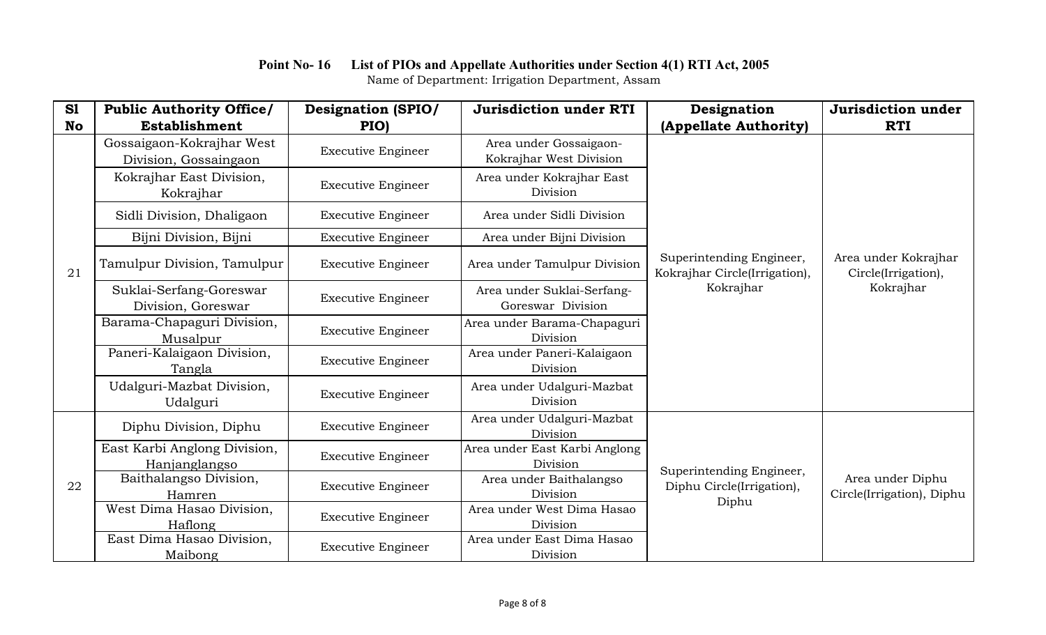**Point No- 16 List of PIOs and Appellate Authorities under Section 4(1) RTI Act, 2005**

Name of Department: Irrigation Department, Assam

| Sl No | Public Authority Office/ Establishment | Designation (SPIO/ PIO) | Jurisdiction under RTI | Designation (Appellate Authority) | Jurisdiction under RTI |
|---|---|---|---|---|---|
| 21 | Gossaigaon-Kokrajhar West Division, Gossaingaon | Executive Engineer | Area under Gossaigaon-Kokrajhar West Division | Superintending Engineer, Kokrajhar Circle(Irrigation), Kokrajhar | Area under Kokrajhar Circle(Irrigation), Kokrajhar |
| | Kokrajhar East Division, Kokrajhar | Executive Engineer | Area under Kokrajhar East Division | | |
| | Sidli Division, Dhaligaon | Executive Engineer | Area under Sidli Division | | |
| | Bijni Division, Bijni | Executive Engineer | Area under Bijni Division | | |
| | Tamulpur Division, Tamulpur | Executive Engineer | Area under Tamulpur Division | | |
| | Suklai-Serfang-Goreswar Division, Goreswar | Executive Engineer | Area under Suklai-Serfang-Goreswar Division | | |
| | Barama-Chapaguri Division, Musalpur | Executive Engineer | Area under Barama-Chapaguri Division | | |
| | Paneri-Kalaigaon Division, Tangla | Executive Engineer | Area under Paneri-Kalaigaon Division | | |
| | Udalguri-Mazbat Division, Udalguri | Executive Engineer | Area under Udalguri-Mazbat Division | | |
| 22 | Diphu Division, Diphu | Executive Engineer | Area under Udalguri-Mazbat Division | Superintending Engineer, Diphu Circle(Irrigation), Diphu | Area under Diphu Circle(Irrigation), Diphu |
| | East Karbi Anglong Division, Hanjanglangso | Executive Engineer | Area under East Karbi Anglong Division | | |
| | Baithalangso Division, Hamren | Executive Engineer | Area under Baithalangso Division | | |
| | West Dima Hasao Division, Haflong | Executive Engineer | Area under West Dima Hasao Division | | |
| | East Dima Hasao Division, Maibong | Executive Engineer | Area under East Dima Hasao Division | | |